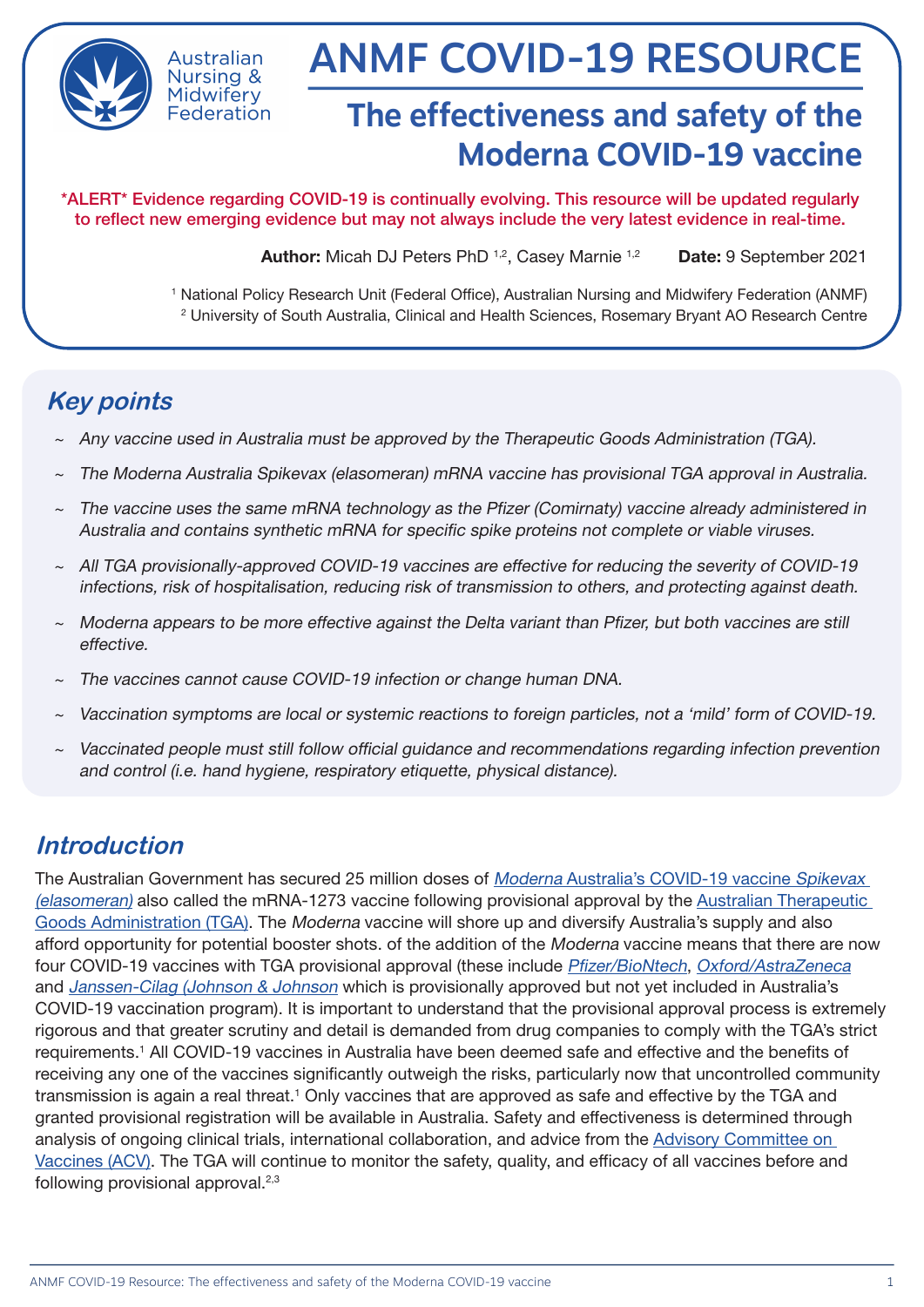# ANMF COVID-19 RESOURCE

## The effectiveness and safety of the Moderna COVID-19 vaccine

\*ALERT\* Evidence regarding COVID-19 is continually evolving. This resource will be updated regularly to reflect new emerging evidence but may not always include the very latest evidence in real-time.

**Author:** Micah DJ Peters PhD [1,2], Casey Marnie [1,2] **Date:** 9 September 2021

[1] National Policy Research Unit (Federal Office), Australian Nursing and Midwifery Federation (ANMF)
[2] University of South Australia, Clinical and Health Sciences, Rosemary Bryant AO Research Centre

## Key points

- *Any vaccine used in Australia must be approved by the Therapeutic Goods Administration (TGA).*
- *The Moderna Australia Spikevax (elasomeran) mRNA vaccine has provisional TGA approval in Australia.*
- *The vaccine uses the same mRNA technology as the Pfizer (Comirnaty) vaccine already administered in Australia and contains synthetic mRNA for specific spike proteins not complete or viable viruses.*
- *All TGA provisionally-approved COVID-19 vaccines are effective for reducing the severity of COVID-19 infections, risk of hospitalisation, reducing risk of transmission to others, and protecting against death.*
- *Moderna appears to be more effective against the Delta variant than Pfizer, but both vaccines are still effective.*
- *The vaccines cannot cause COVID-19 infection or change human DNA.*
- *Vaccination symptoms are local or systemic reactions to foreign particles, not a 'mild' form of COVID-19.*
- *Vaccinated people must still follow official guidance and recommendations regarding infection prevention and control (i.e. hand hygiene, respiratory etiquette, physical distance).*

## Introduction

The Australian Government has secured 25 million doses of *Moderna* Australia's COVID-19 vaccine *Spikevax (elasomeran)* also called the mRNA-1273 vaccine following provisional approval by the Australian Therapeutic Goods Administration (TGA). The *Moderna* vaccine will shore up and diversify Australia's supply and also afford opportunity for potential booster shots. of the addition of the *Moderna* vaccine means that there are now four COVID-19 vaccines with TGA provisional approval (these include *Pfizer/BioNtech*, *Oxford/AstraZeneca* and *Janssen-Cilag (Johnson & Johnson* which is provisionally approved but not yet included in Australia's COVID-19 vaccination program). It is important to understand that the provisional approval process is extremely rigorous and that greater scrutiny and detail is demanded from drug companies to comply with the TGA's strict requirements.[1] All COVID-19 vaccines in Australia have been deemed safe and effective and the benefits of receiving any one of the vaccines significantly outweigh the risks, particularly now that uncontrolled community transmission is again a real threat.[1] Only vaccines that are approved as safe and effective by the TGA and granted provisional registration will be available in Australia. Safety and effectiveness is determined through analysis of ongoing clinical trials, international collaboration, and advice from the Advisory Committee on Vaccines (ACV). The TGA will continue to monitor the safety, quality, and efficacy of all vaccines before and following provisional approval.[2,3]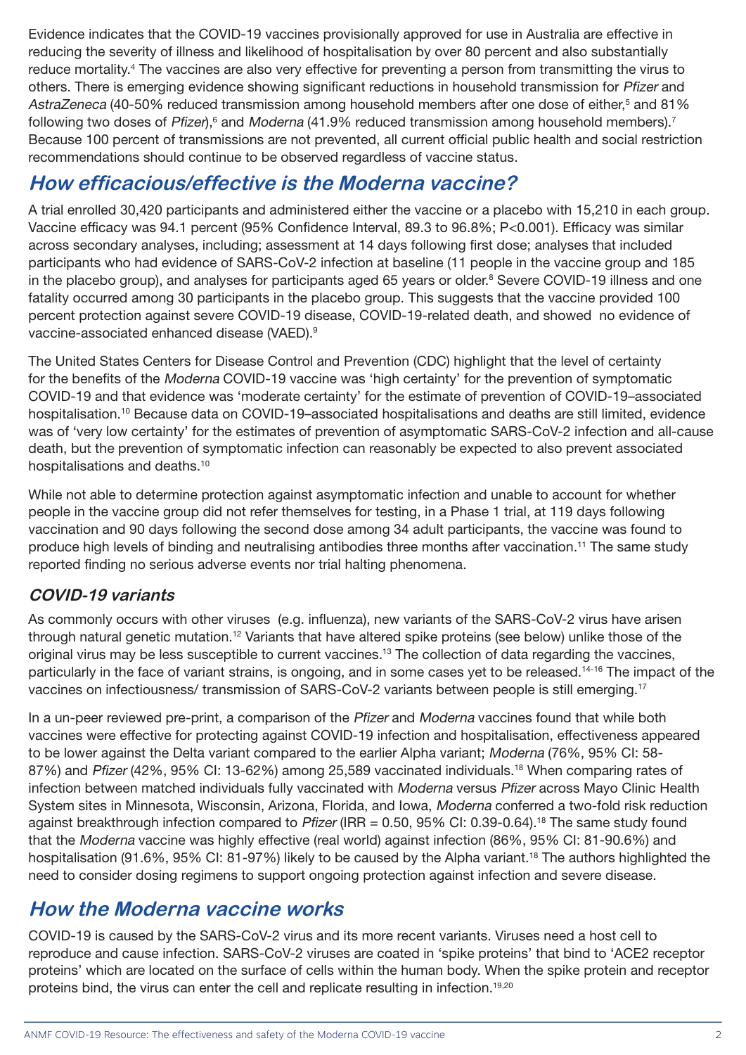Evidence indicates that the COVID-19 vaccines provisionally approved for use in Australia are effective in reducing the severity of illness and likelihood of hospitalisation by over 80 percent and also substantially reduce mortality.[4] The vaccines are also very effective for preventing a person from transmitting the virus to others. There is emerging evidence showing significant reductions in household transmission for *Pfizer* and *AstraZeneca* (40-50% reduced transmission among household members after one dose of either,[5] and 81% following two doses of *Pfizer*),[6] and *Moderna* (41.9% reduced transmission among household members).[7] Because 100 percent of transmissions are not prevented, all current official public health and social restriction recommendations should continue to be observed regardless of vaccine status.

## How efficacious/effective is the Moderna vaccine?

A trial enrolled 30,420 participants and administered either the vaccine or a placebo with 15,210 in each group. Vaccine efficacy was 94.1 percent (95% Confidence Interval, 89.3 to 96.8%; P<0.001). Efficacy was similar across secondary analyses, including; assessment at 14 days following first dose; analyses that included participants who had evidence of SARS-CoV-2 infection at baseline (11 people in the vaccine group and 185 in the placebo group), and analyses for participants aged 65 years or older.[8] Severe COVID-19 illness and one fatality occurred among 30 participants in the placebo group. This suggests that the vaccine provided 100 percent protection against severe COVID-19 disease, COVID-19-related death, and showed no evidence of vaccine-associated enhanced disease (VAED).[9]

The United States Centers for Disease Control and Prevention (CDC) highlight that the level of certainty for the benefits of the *Moderna* COVID-19 vaccine was 'high certainty' for the prevention of symptomatic COVID-19 and that evidence was 'moderate certainty' for the estimate of prevention of COVID-19–associated hospitalisation.[10] Because data on COVID-19–associated hospitalisations and deaths are still limited, evidence was of 'very low certainty' for the estimates of prevention of asymptomatic SARS-CoV-2 infection and all-cause death, but the prevention of symptomatic infection can reasonably be expected to also prevent associated hospitalisations and deaths.[10]

While not able to determine protection against asymptomatic infection and unable to account for whether people in the vaccine group did not refer themselves for testing, in a Phase 1 trial, at 119 days following vaccination and 90 days following the second dose among 34 adult participants, the vaccine was found to produce high levels of binding and neutralising antibodies three months after vaccination.[11] The same study reported finding no serious adverse events nor trial halting phenomena.

### COVID-19 variants

As commonly occurs with other viruses (e.g. influenza), new variants of the SARS-CoV-2 virus have arisen through natural genetic mutation.[12] Variants that have altered spike proteins (see below) unlike those of the original virus may be less susceptible to current vaccines.[13] The collection of data regarding the vaccines, particularly in the face of variant strains, is ongoing, and in some cases yet to be released.[14-16] The impact of the vaccines on infectiousness/ transmission of SARS-CoV-2 variants between people is still emerging.[17]

In a un-peer reviewed pre-print, a comparison of the *Pfizer* and *Moderna* vaccines found that while both vaccines were effective for protecting against COVID-19 infection and hospitalisation, effectiveness appeared to be lower against the Delta variant compared to the earlier Alpha variant; *Moderna* (76%, 95% CI: 58-87%) and *Pfizer* (42%, 95% CI: 13-62%) among 25,589 vaccinated individuals.[18] When comparing rates of infection between matched individuals fully vaccinated with *Moderna* versus *Pfizer* across Mayo Clinic Health System sites in Minnesota, Wisconsin, Arizona, Florida, and Iowa, *Moderna* conferred a two-fold risk reduction against breakthrough infection compared to *Pfizer* (IRR = 0.50, 95% CI: 0.39-0.64).[18] The same study found that the *Moderna* vaccine was highly effective (real world) against infection (86%, 95% CI: 81-90.6%) and hospitalisation (91.6%, 95% CI: 81-97%) likely to be caused by the Alpha variant.[18] The authors highlighted the need to consider dosing regimens to support ongoing protection against infection and severe disease.

## How the Moderna vaccine works

COVID-19 is caused by the SARS-CoV-2 virus and its more recent variants. Viruses need a host cell to reproduce and cause infection. SARS-CoV-2 viruses are coated in 'spike proteins' that bind to 'ACE2 receptor proteins' which are located on the surface of cells within the human body. When the spike protein and receptor proteins bind, the virus can enter the cell and replicate resulting in infection.[19,20]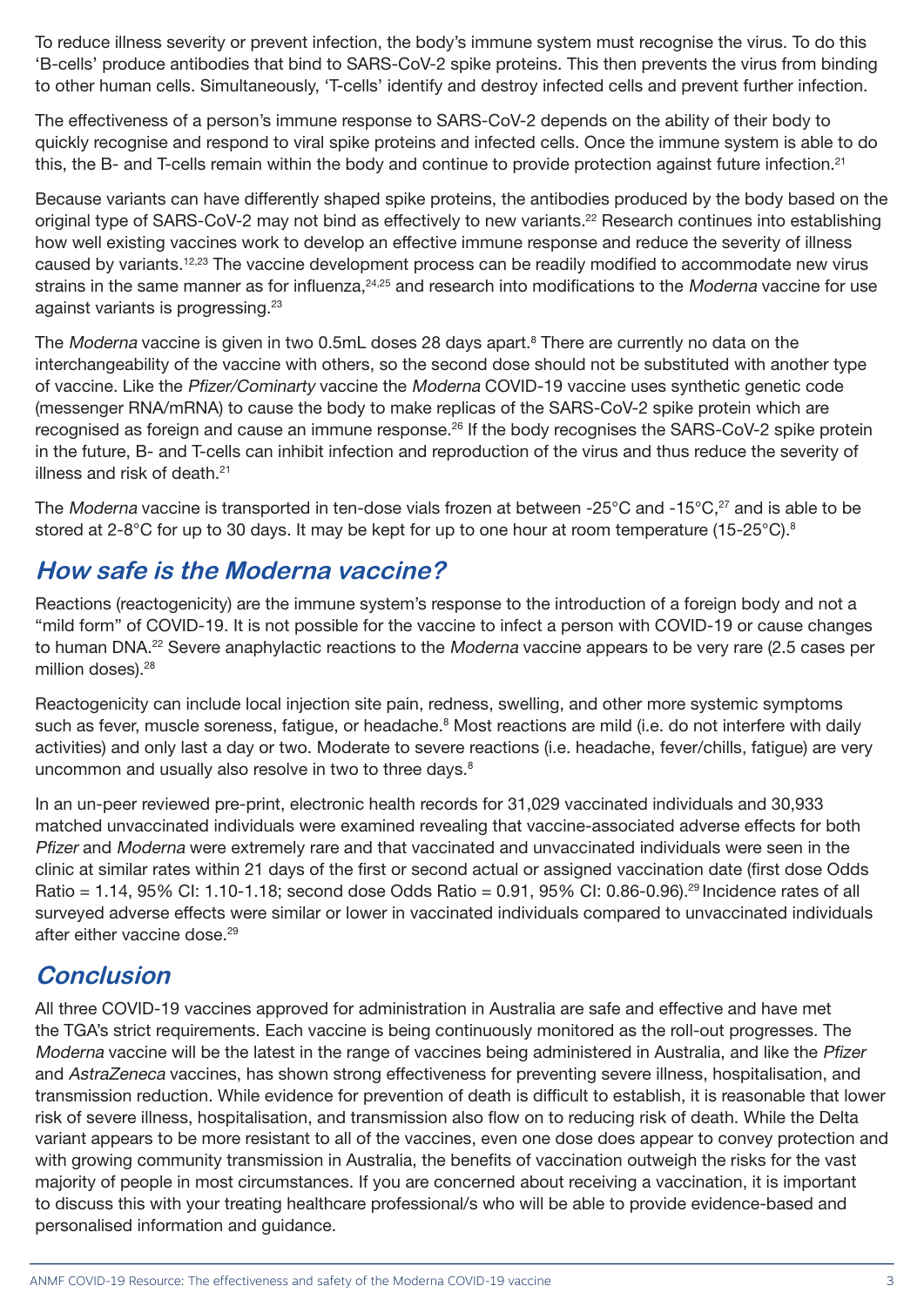To reduce illness severity or prevent infection, the body's immune system must recognise the virus. To do this 'B-cells' produce antibodies that bind to SARS-CoV-2 spike proteins. This then prevents the virus from binding to other human cells. Simultaneously, 'T-cells' identify and destroy infected cells and prevent further infection.

The effectiveness of a person's immune response to SARS-CoV-2 depends on the ability of their body to quickly recognise and respond to viral spike proteins and infected cells. Once the immune system is able to do this, the B- and T-cells remain within the body and continue to provide protection against future infection.[21]

Because variants can have differently shaped spike proteins, the antibodies produced by the body based on the original type of SARS-CoV-2 may not bind as effectively to new variants.[22] Research continues into establishing how well existing vaccines work to develop an effective immune response and reduce the severity of illness caused by variants.[12,23] The vaccine development process can be readily modified to accommodate new virus strains in the same manner as for influenza,[24,25] and research into modifications to the *Moderna* vaccine for use against variants is progressing.[23]

The *Moderna* vaccine is given in two 0.5mL doses 28 days apart.[8] There are currently no data on the interchangeability of the vaccine with others, so the second dose should not be substituted with another type of vaccine. Like the *Pfizer/Cominarty* vaccine the *Moderna* COVID-19 vaccine uses synthetic genetic code (messenger RNA/mRNA) to cause the body to make replicas of the SARS-CoV-2 spike protein which are recognised as foreign and cause an immune response.[26] If the body recognises the SARS-CoV-2 spike protein in the future, B- and T-cells can inhibit infection and reproduction of the virus and thus reduce the severity of illness and risk of death.[21]

The *Moderna* vaccine is transported in ten-dose vials frozen at between -25°C and -15°C,[27] and is able to be stored at 2-8°C for up to 30 days. It may be kept for up to one hour at room temperature (15-25°C).[8]

## *How safe is the Moderna vaccine?*

Reactions (reactogenicity) are the immune system's response to the introduction of a foreign body and not a "mild form" of COVID-19. It is not possible for the vaccine to infect a person with COVID-19 or cause changes to human DNA.[22] Severe anaphylactic reactions to the *Moderna* vaccine appears to be very rare (2.5 cases per million doses).[28]

Reactogenicity can include local injection site pain, redness, swelling, and other more systemic symptoms such as fever, muscle soreness, fatigue, or headache.[8] Most reactions are mild (i.e. do not interfere with daily activities) and only last a day or two. Moderate to severe reactions (i.e. headache, fever/chills, fatigue) are very uncommon and usually also resolve in two to three days.[8]

In an un-peer reviewed pre-print, electronic health records for 31,029 vaccinated individuals and 30,933 matched unvaccinated individuals were examined revealing that vaccine-associated adverse effects for both *Pfizer* and *Moderna* were extremely rare and that vaccinated and unvaccinated individuals were seen in the clinic at similar rates within 21 days of the first or second actual or assigned vaccination date (first dose Odds Ratio = 1.14, 95% CI: 1.10-1.18; second dose Odds Ratio = 0.91, 95% CI: 0.86-0.96).[29] Incidence rates of all surveyed adverse effects were similar or lower in vaccinated individuals compared to unvaccinated individuals after either vaccine dose.[29]

## *Conclusion*

All three COVID-19 vaccines approved for administration in Australia are safe and effective and have met the TGA's strict requirements. Each vaccine is being continuously monitored as the roll-out progresses. The *Moderna* vaccine will be the latest in the range of vaccines being administered in Australia, and like the *Pfizer* and *AstraZeneca* vaccines, has shown strong effectiveness for preventing severe illness, hospitalisation, and transmission reduction. While evidence for prevention of death is difficult to establish, it is reasonable that lower risk of severe illness, hospitalisation, and transmission also flow on to reducing risk of death. While the Delta variant appears to be more resistant to all of the vaccines, even one dose does appear to convey protection and with growing community transmission in Australia, the benefits of vaccination outweigh the risks for the vast majority of people in most circumstances. If you are concerned about receiving a vaccination, it is important to discuss this with your treating healthcare professional/s who will be able to provide evidence-based and personalised information and guidance.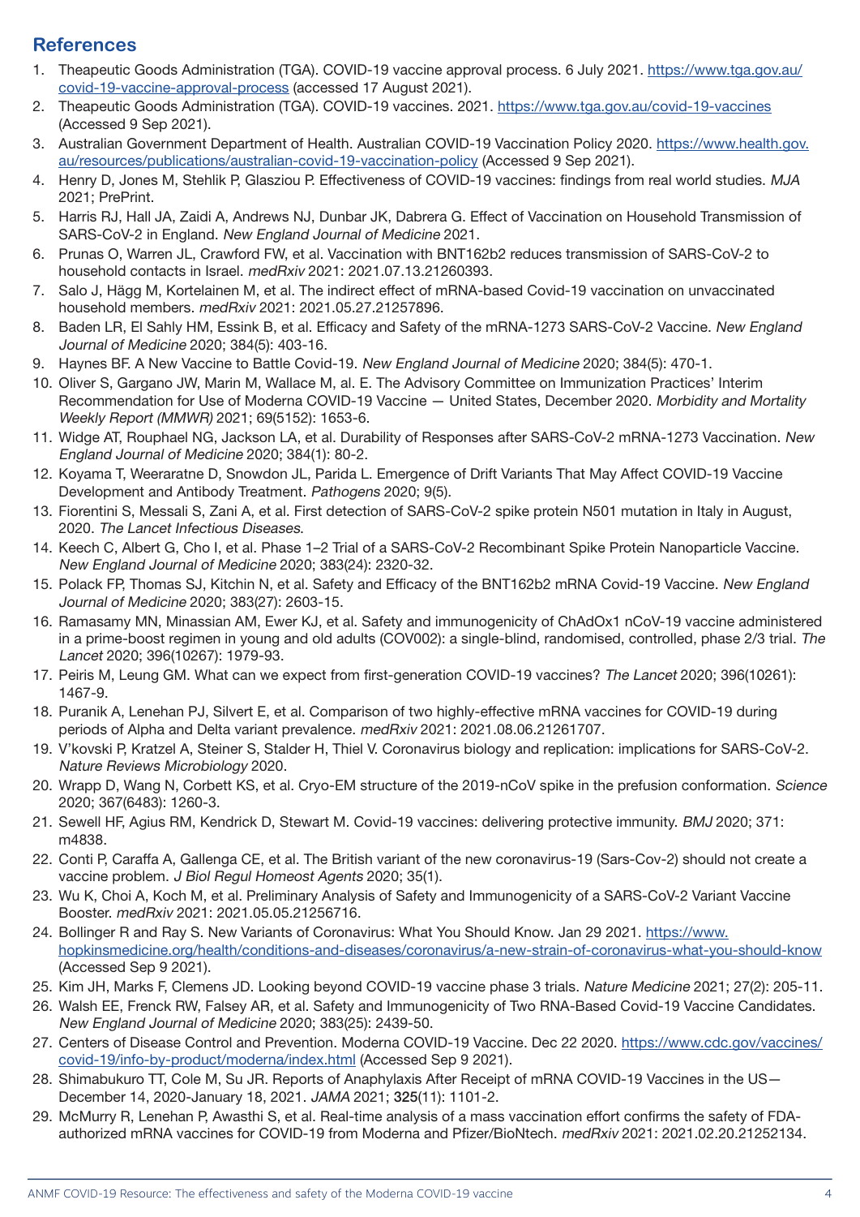## References

1. Theapeutic Goods Administration (TGA). COVID-19 vaccine approval process. 6 July 2021. https://www.tga.gov.au/covid-19-vaccine-approval-process (accessed 17 August 2021).
2. Theapeutic Goods Administration (TGA). COVID-19 vaccines. 2021. https://www.tga.gov.au/covid-19-vaccines (Accessed 9 Sep 2021).
3. Australian Government Department of Health. Australian COVID-19 Vaccination Policy 2020. https://www.health.gov.au/resources/publications/australian-covid-19-vaccination-policy (Accessed 9 Sep 2021).
4. Henry D, Jones M, Stehlik P, Glasziou P. Effectiveness of COVID-19 vaccines: findings from real world studies. *MJA* 2021; PrePrint.
5. Harris RJ, Hall JA, Zaidi A, Andrews NJ, Dunbar JK, Dabrera G. Effect of Vaccination on Household Transmission of SARS-CoV-2 in England. *New England Journal of Medicine* 2021.
6. Prunas O, Warren JL, Crawford FW, et al. Vaccination with BNT162b2 reduces transmission of SARS-CoV-2 to household contacts in Israel. *medRxiv* 2021: 2021.07.13.21260393.
7. Salo J, Hägg M, Kortelainen M, et al. The indirect effect of mRNA-based Covid-19 vaccination on unvaccinated household members. *medRxiv* 2021: 2021.05.27.21257896.
8. Baden LR, El Sahly HM, Essink B, et al. Efficacy and Safety of the mRNA-1273 SARS-CoV-2 Vaccine. *New England Journal of Medicine* 2020; 384(5): 403-16.
9. Haynes BF. A New Vaccine to Battle Covid-19. *New England Journal of Medicine* 2020; 384(5): 470-1.
10. Oliver S, Gargano JW, Marin M, Wallace M, al. E. The Advisory Committee on Immunization Practices' Interim Recommendation for Use of Moderna COVID-19 Vaccine — United States, December 2020. *Morbidity and Mortality Weekly Report (MMWR)* 2021; 69(5152): 1653-6.
11. Widge AT, Rouphael NG, Jackson LA, et al. Durability of Responses after SARS-CoV-2 mRNA-1273 Vaccination. *New England Journal of Medicine* 2020; 384(1): 80-2.
12. Koyama T, Weeraratne D, Snowdon JL, Parida L. Emergence of Drift Variants That May Affect COVID-19 Vaccine Development and Antibody Treatment. *Pathogens* 2020; 9(5).
13. Fiorentini S, Messali S, Zani A, et al. First detection of SARS-CoV-2 spike protein N501 mutation in Italy in August, 2020. *The Lancet Infectious Diseases*.
14. Keech C, Albert G, Cho I, et al. Phase 1–2 Trial of a SARS-CoV-2 Recombinant Spike Protein Nanoparticle Vaccine. *New England Journal of Medicine* 2020; 383(24): 2320-32.
15. Polack FP, Thomas SJ, Kitchin N, et al. Safety and Efficacy of the BNT162b2 mRNA Covid-19 Vaccine. *New England Journal of Medicine* 2020; 383(27): 2603-15.
16. Ramasamy MN, Minassian AM, Ewer KJ, et al. Safety and immunogenicity of ChAdOx1 nCoV-19 vaccine administered in a prime-boost regimen in young and old adults (COV002): a single-blind, randomised, controlled, phase 2/3 trial. *The Lancet* 2020; 396(10267): 1979-93.
17. Peiris M, Leung GM. What can we expect from first-generation COVID-19 vaccines? *The Lancet* 2020; 396(10261): 1467-9.
18. Puranik A, Lenehan PJ, Silvert E, et al. Comparison of two highly-effective mRNA vaccines for COVID-19 during periods of Alpha and Delta variant prevalence. *medRxiv* 2021: 2021.08.06.21261707.
19. V'kovski P, Kratzel A, Steiner S, Stalder H, Thiel V. Coronavirus biology and replication: implications for SARS-CoV-2. *Nature Reviews Microbiology* 2020.
20. Wrapp D, Wang N, Corbett KS, et al. Cryo-EM structure of the 2019-nCoV spike in the prefusion conformation. *Science* 2020; 367(6483): 1260-3.
21. Sewell HF, Agius RM, Kendrick D, Stewart M. Covid-19 vaccines: delivering protective immunity. *BMJ* 2020; 371: m4838.
22. Conti P, Caraffa A, Gallenga CE, et al. The British variant of the new coronavirus-19 (Sars-Cov-2) should not create a vaccine problem. *J Biol Regul Homeost Agents* 2020; 35(1).
23. Wu K, Choi A, Koch M, et al. Preliminary Analysis of Safety and Immunogenicity of a SARS-CoV-2 Variant Vaccine Booster. *medRxiv* 2021: 2021.05.05.21256716.
24. Bollinger R and Ray S. New Variants of Coronavirus: What You Should Know. Jan 29 2021. https://www.hopkinsmedicine.org/health/conditions-and-diseases/coronavirus/a-new-strain-of-coronavirus-what-you-should-know (Accessed Sep 9 2021).
25. Kim JH, Marks F, Clemens JD. Looking beyond COVID-19 vaccine phase 3 trials. *Nature Medicine* 2021; 27(2): 205-11.
26. Walsh EE, Frenck RW, Falsey AR, et al. Safety and Immunogenicity of Two RNA-Based Covid-19 Vaccine Candidates. *New England Journal of Medicine* 2020; 383(25): 2439-50.
27. Centers of Disease Control and Prevention. Moderna COVID-19 Vaccine. Dec 22 2020. https://www.cdc.gov/vaccines/covid-19/info-by-product/moderna/index.html (Accessed Sep 9 2021).
28. Shimabukuro TT, Cole M, Su JR. Reports of Anaphylaxis After Receipt of mRNA COVID-19 Vaccines in the US—December 14, 2020-January 18, 2021. *JAMA* 2021; **325**(11): 1101-2.
29. McMurry R, Lenehan P, Awasthi S, et al. Real-time analysis of a mass vaccination effort confirms the safety of FDA-authorized mRNA vaccines for COVID-19 from Moderna and Pfizer/BioNtech. *medRxiv* 2021: 2021.02.20.21252134.